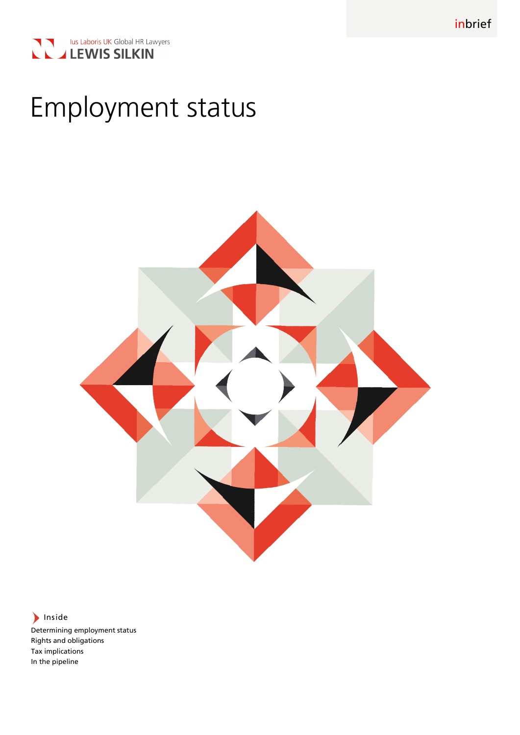inbrief

Ius Laboris UK Global HR Lawyers
LEWIS SILKIN

# Employment status

Inside

Determining employment status
Rights and obligations
Tax implications
In the pipeline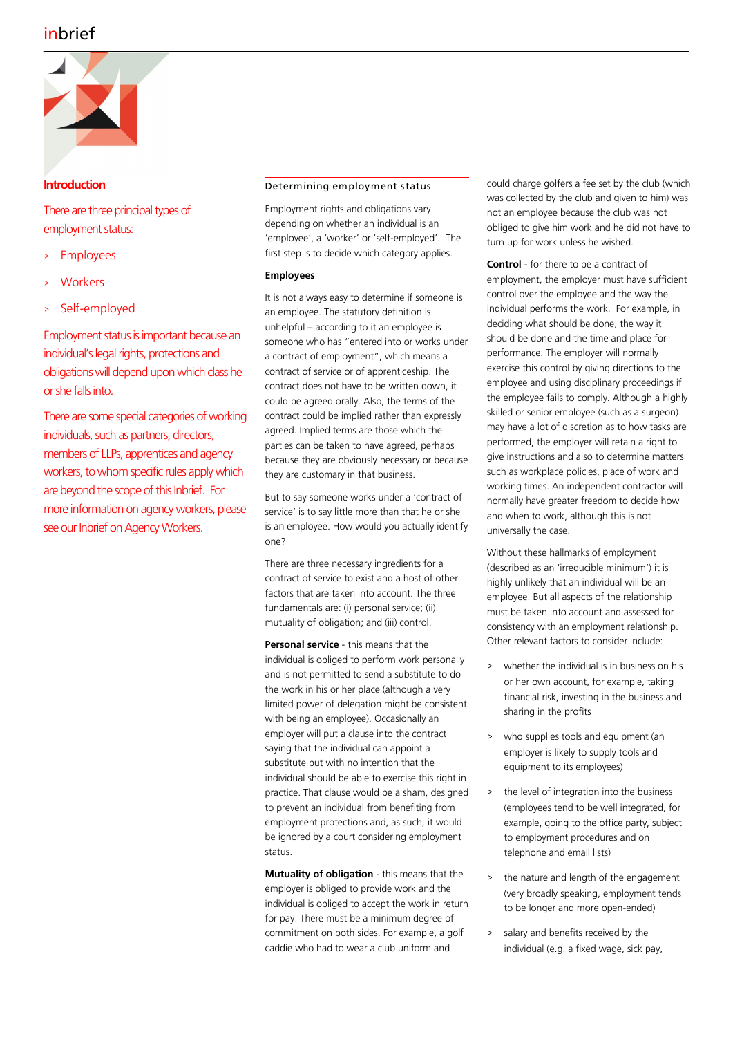## Introduction

There are three principal types of employment status:

- Employees
- Workers
- Self-employed

Employment status is important because an individual's legal rights, protections and obligations will depend upon which class he or she falls into.

There are some special categories of working individuals, such as partners, directors, members of LLPs, apprentices and agency workers, to whom specific rules apply which are beyond the scope of this Inbrief. For more information on agency workers, please see our Inbrief on Agency Workers.

## Determining employment status

Employment rights and obligations vary depending on whether an individual is an 'employee', a 'worker' or 'self-employed'. The first step is to decide which category applies.

### Employees

It is not always easy to determine if someone is an employee. The statutory definition is unhelpful – according to it an employee is someone who has "entered into or works under a contract of employment", which means a contract of service or of apprenticeship. The contract does not have to be written down, it could be agreed orally. Also, the terms of the contract could be implied rather than expressly agreed. Implied terms are those which the parties can be taken to have agreed, perhaps because they are obviously necessary or because they are customary in that business.

But to say someone works under a 'contract of service' is to say little more than that he or she is an employee. How would you actually identify one?

There are three necessary ingredients for a contract of service to exist and a host of other factors that are taken into account. The three fundamentals are: (i) personal service; (ii) mutuality of obligation; and (iii) control.

**Personal service** - this means that the individual is obliged to perform work personally and is not permitted to send a substitute to do the work in his or her place (although a very limited power of delegation might be consistent with being an employee). Occasionally an employer will put a clause into the contract saying that the individual can appoint a substitute but with no intention that the individual should be able to exercise this right in practice. That clause would be a sham, designed to prevent an individual from benefiting from employment protections and, as such, it would be ignored by a court considering employment status.

**Mutuality of obligation** - this means that the employer is obliged to provide work and the individual is obliged to accept the work in return for pay. There must be a minimum degree of commitment on both sides. For example, a golf caddie who had to wear a club uniform and could charge golfers a fee set by the club (which was collected by the club and given to him) was not an employee because the club was not obliged to give him work and he did not have to turn up for work unless he wished.

**Control** - for there to be a contract of employment, the employer must have sufficient control over the employee and the way the individual performs the work. For example, in deciding what should be done, the way it should be done and the time and place for performance. The employer will normally exercise this control by giving directions to the employee and using disciplinary proceedings if the employee fails to comply. Although a highly skilled or senior employee (such as a surgeon) may have a lot of discretion as to how tasks are performed, the employer will retain a right to give instructions and also to determine matters such as workplace policies, place of work and working times. An independent contractor will normally have greater freedom to decide how and when to work, although this is not universally the case.

Without these hallmarks of employment (described as an 'irreducible minimum') it is highly unlikely that an individual will be an employee. But all aspects of the relationship must be taken into account and assessed for consistency with an employment relationship. Other relevant factors to consider include:

- whether the individual is in business on his or her own account, for example, taking financial risk, investing in the business and sharing in the profits
- who supplies tools and equipment (an employer is likely to supply tools and equipment to its employees)
- the level of integration into the business (employees tend to be well integrated, for example, going to the office party, subject to employment procedures and on telephone and email lists)
- the nature and length of the engagement (very broadly speaking, employment tends to be longer and more open-ended)
- salary and benefits received by the individual (e.g. a fixed wage, sick pay,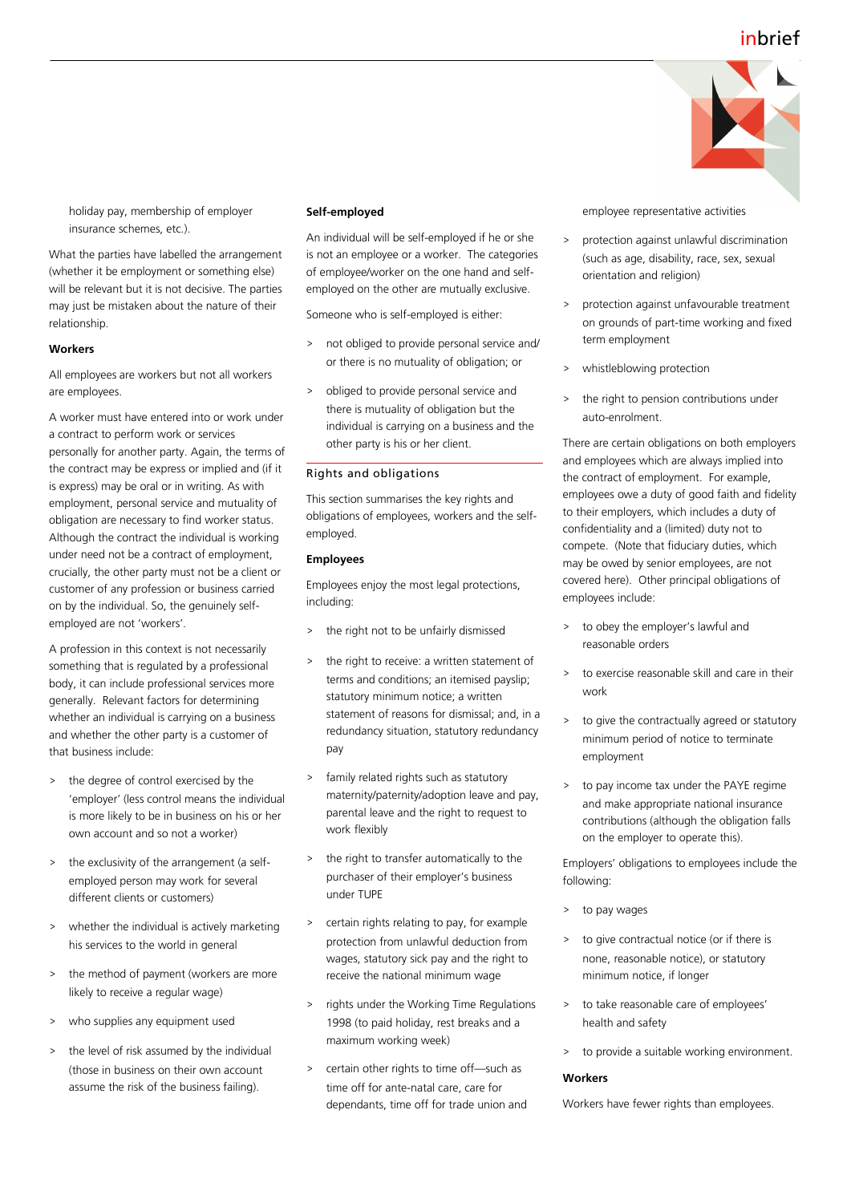holiday pay, membership of employer insurance schemes, etc.).

What the parties have labelled the arrangement (whether it be employment or something else) will be relevant but it is not decisive. The parties may just be mistaken about the nature of their relationship.

**Workers**

All employees are workers but not all workers are employees.

A worker must have entered into or work under a contract to perform work or services personally for another party. Again, the terms of the contract may be express or implied and (if it is express) may be oral or in writing. As with employment, personal service and mutuality of obligation are necessary to find worker status. Although the contract the individual is working under need not be a contract of employment, crucially, the other party must not be a client or customer of any profession or business carried on by the individual. So, the genuinely self-employed are not 'workers'.

A profession in this context is not necessarily something that is regulated by a professional body, it can include professional services more generally. Relevant factors for determining whether an individual is carrying on a business and whether the other party is a customer of that business include:

> the degree of control exercised by the 'employer' (less control means the individual is more likely to be in business on his or her own account and so not a worker)

> the exclusivity of the arrangement (a self-employed person may work for several different clients or customers)

> whether the individual is actively marketing his services to the world in general

> the method of payment (workers are more likely to receive a regular wage)

> who supplies any equipment used

> the level of risk assumed by the individual (those in business on their own account assume the risk of the business failing).

**Self-employed**

An individual will be self-employed if he or she is not an employee or a worker. The categories of employee/worker on the one hand and self-employed on the other are mutually exclusive.

Someone who is self-employed is either:

> not obliged to provide personal service and/ or there is no mutuality of obligation; or

> obliged to provide personal service and there is mutuality of obligation but the individual is carrying on a business and the other party is his or her client.

## Rights and obligations

This section summarises the key rights and obligations of employees, workers and the self-employed.

**Employees**

Employees enjoy the most legal protections, including:

> the right not to be unfairly dismissed

> the right to receive: a written statement of terms and conditions; an itemised payslip; statutory minimum notice; a written statement of reasons for dismissal; and, in a redundancy situation, statutory redundancy pay

> family related rights such as statutory maternity/paternity/adoption leave and pay, parental leave and the right to request to work flexibly

> the right to transfer automatically to the purchaser of their employer's business under TUPE

> certain rights relating to pay, for example protection from unlawful deduction from wages, statutory sick pay and the right to receive the national minimum wage

> rights under the Working Time Regulations 1998 (to paid holiday, rest breaks and a maximum working week)

> certain other rights to time off—such as time off for ante-natal care, care for dependants, time off for trade union and employee representative activities

> protection against unlawful discrimination (such as age, disability, race, sex, sexual orientation and religion)

> protection against unfavourable treatment on grounds of part-time working and fixed term employment

> whistleblowing protection

> the right to pension contributions under auto-enrolment.

There are certain obligations on both employers and employees which are always implied into the contract of employment. For example, employees owe a duty of good faith and fidelity to their employers, which includes a duty of confidentiality and a (limited) duty not to compete. (Note that fiduciary duties, which may be owed by senior employees, are not covered here). Other principal obligations of employees include:

> to obey the employer's lawful and reasonable orders

> to exercise reasonable skill and care in their work

> to give the contractually agreed or statutory minimum period of notice to terminate employment

> to pay income tax under the PAYE regime and make appropriate national insurance contributions (although the obligation falls on the employer to operate this).

Employers' obligations to employees include the following:

> to pay wages

> to give contractual notice (or if there is none, reasonable notice), or statutory minimum notice, if longer

> to take reasonable care of employees' health and safety

> to provide a suitable working environment.

**Workers**

Workers have fewer rights than employees.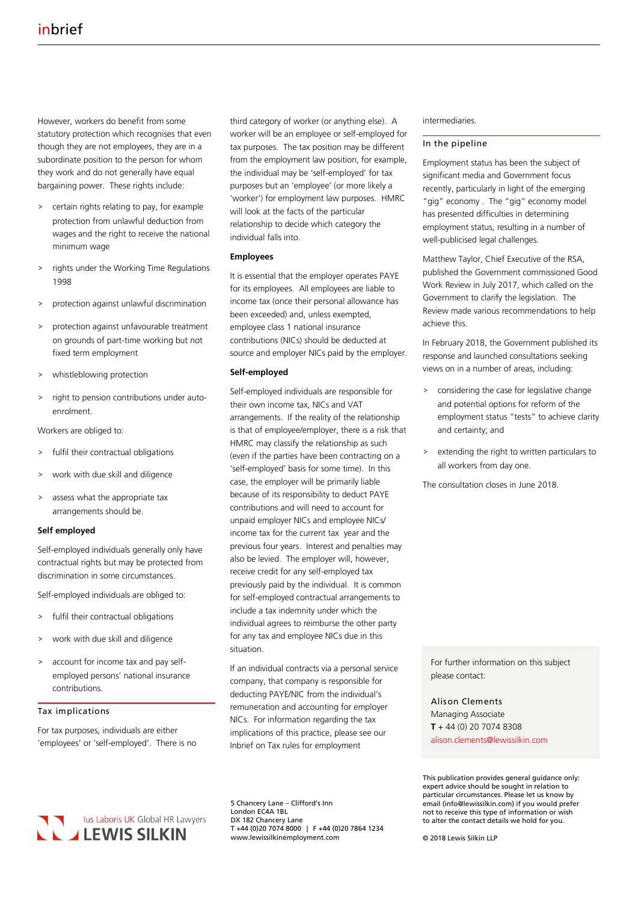However, workers do benefit from some statutory protection which recognises that even though they are not employees, they are in a subordinate position to the person for whom they work and do not generally have equal bargaining power. These rights include:

- certain rights relating to pay, for example protection from unlawful deduction from wages and the right to receive the national minimum wage
- rights under the Working Time Regulations 1998
- protection against unlawful discrimination
- protection against unfavourable treatment on grounds of part-time working but not fixed term employment
- whistleblowing protection
- right to pension contributions under auto-enrolment.

Workers are obliged to:

- fulfil their contractual obligations
- work with due skill and diligence
- assess what the appropriate tax arrangements should be.

**Self employed**

Self-employed individuals generally only have contractual rights but may be protected from discrimination in some circumstances.

Self-employed individuals are obliged to:

- fulfil their contractual obligations
- work with due skill and diligence
- account for income tax and pay self-employed persons' national insurance contributions.

## Tax implications

For tax purposes, individuals are either 'employees' or 'self-employed'. There is no third category of worker (or anything else). A worker will be an employee or self-employed for tax purposes. The tax position may be different from the employment law position, for example, the individual may be 'self-employed' for tax purposes but an 'employee' (or more likely a 'worker') for employment law purposes. HMRC will look at the facts of the particular relationship to decide which category the individual falls into.

**Employees**

It is essential that the employer operates PAYE for its employees. All employees are liable to income tax (once their personal allowance has been exceeded) and, unless exempted, employee class 1 national insurance contributions (NICs) should be deducted at source and employer NICs paid by the employer.

**Self-employed**

Self-employed individuals are responsible for their own income tax, NICs and VAT arrangements. If the reality of the relationship is that of employee/employer, there is a risk that HMRC may classify the relationship as such (even if the parties have been contracting on a 'self-employed' basis for some time). In this case, the employer will be primarily liable because of its responsibility to deduct PAYE contributions and will need to account for unpaid employer NICs and employee NICs/ income tax for the current tax year and the previous four years. Interest and penalties may also be levied. The employer will, however, receive credit for any self-employed tax previously paid by the individual. It is common for self-employed contractual arrangements to include a tax indemnity under which the individual agrees to reimburse the other party for any tax and employee NICs due in this situation.

If an individual contracts via a personal service company, that company is responsible for deducting PAYE/NIC from the individual's remuneration and accounting for employer NICs. For information regarding the tax implications of this practice, please see our Inbrief on Tax rules for employment intermediaries.

## In the pipeline

Employment status has been the subject of significant media and Government focus recently, particularly in light of the emerging "gig" economy . The "gig" economy model has presented difficulties in determining employment status, resulting in a number of well-publicised legal challenges.

Matthew Taylor, Chief Executive of the RSA, published the Government commissioned Good Work Review in July 2017, which called on the Government to clarify the legislation. The Review made various recommendations to help achieve this.

In February 2018, the Government published its response and launched consultations seeking views on in a number of areas, including:

- considering the case for legislative change and potential options for reform of the employment status "tests" to achieve clarity and certainty; and
- extending the right to written particulars to all workers from day one.

The consultation closes in June 2018.

For further information on this subject please contact:

Alison Clements
Managing Associate
**T** + 44 (0) 20 7074 8308
alison.clements@lewissilkin.com

This publication provides general guidance only: expert advice should be sought in relation to particular circumstances. Please let us know by email (info@lewissilkin.com) if you would prefer not to receive this type of information or wish to alter the contact details we hold for you.

© 2018 Lewis Silkin LLP

Ius Laboris UK Global HR Lawyers
LEWIS SILKIN

5 Chancery Lane – Clifford's Inn
London EC4A 1BL
DX 182 Chancery Lane
T +44 (0)20 7074 8000 | F +44 (0)20 7864 1234
www.lewissilkinemployment.com